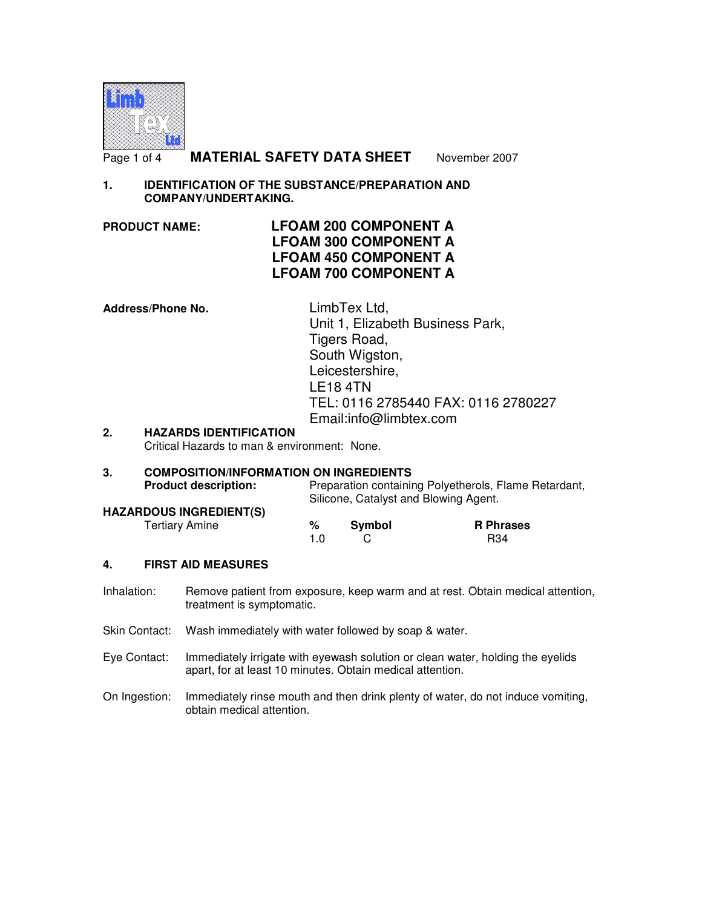# MATERIAL SAFETY DATA SHEET

November 2007

## 1. IDENTIFICATION OF THE SUBSTANCE/PREPARATION AND COMPANY/UNDERTAKING.

**PRODUCT NAME:**

**LFOAM 200 COMPONENT A**
**LFOAM 300 COMPONENT A**
**LFOAM 450 COMPONENT A**
**LFOAM 700 COMPONENT A**

**Address/Phone No.**

LimbTex Ltd,
Unit 1, Elizabeth Business Park,
Tigers Road,
South Wigston,
Leicestershire,
LE18 4TN
TEL: 0116 2785440 FAX: 0116 2780227
Email:info@limbtex.com

## 2. HAZARDS IDENTIFICATION

Critical Hazards to man & environment: None.

## 3. COMPOSITION/INFORMATION ON INGREDIENTS

**Product description:** Preparation containing Polyetherols, Flame Retardant, Silicone, Catalyst and Blowing Agent.

**HAZARDOUS INGREDIENT(S)**

| | % | Symbol | R Phrases |
|---|---|---|---|
| Tertiary Amine | 1.0 | C | R34 |

## 4. FIRST AID MEASURES

Inhalation: Remove patient from exposure, keep warm and at rest. Obtain medical attention, treatment is symptomatic.

Skin Contact: Wash immediately with water followed by soap & water.

Eye Contact: Immediately irrigate with eyewash solution or clean water, holding the eyelids apart, for at least 10 minutes. Obtain medical attention.

On Ingestion: Immediately rinse mouth and then drink plenty of water, do not induce vomiting, obtain medical attention.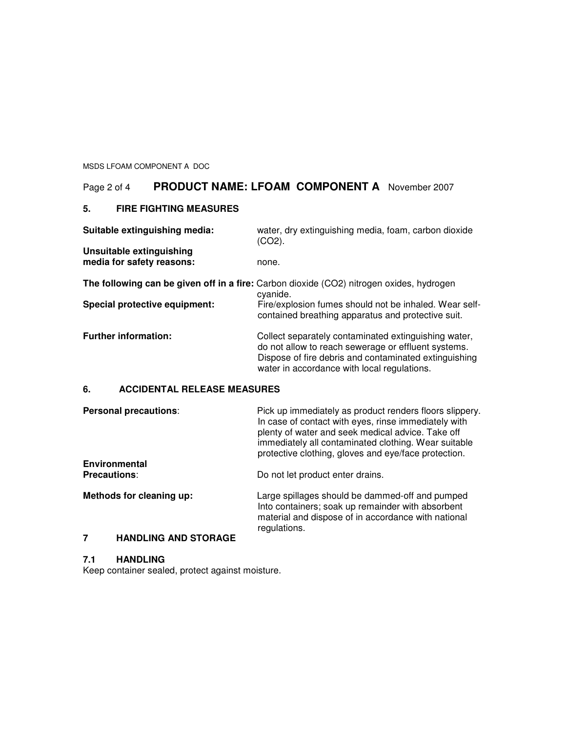## 5. FIRE FIGHTING MEASURES

**Suitable extinguishing media:** water, dry extinguishing media, foam, carbon dioxide ($CO_2$).

**Unsuitable extinguishing media for safety reasons:** none.

**The following can be given off in a fire:** Carbon dioxide ($CO_2$) nitrogen oxides, hydrogen cyanide.

**Special protective equipment:** Fire/explosion fumes should not be inhaled. Wear self-contained breathing apparatus and protective suit.

**Further information:** Collect separately contaminated extinguishing water, do not allow to reach sewerage or effluent systems. Dispose of fire debris and contaminated extinguishing water in accordance with local regulations.

## 6. ACCIDENTAL RELEASE MEASURES

**Personal precautions**: Pick up immediately as product renders floors slippery. In case of contact with eyes, rinse immediately with plenty of water and seek medical advice. Take off immediately all contaminated clothing. Wear suitable protective clothing, gloves and eye/face protection.

**Environmental Precautions**: Do not let product enter drains.

**Methods for cleaning up:** Large spillages should be dammed-off and pumped Into containers; soak up remainder with absorbent material and dispose of in accordance with national regulations.

## 7 HANDLING AND STORAGE

### 7.1 HANDLING

Keep container sealed, protect against moisture.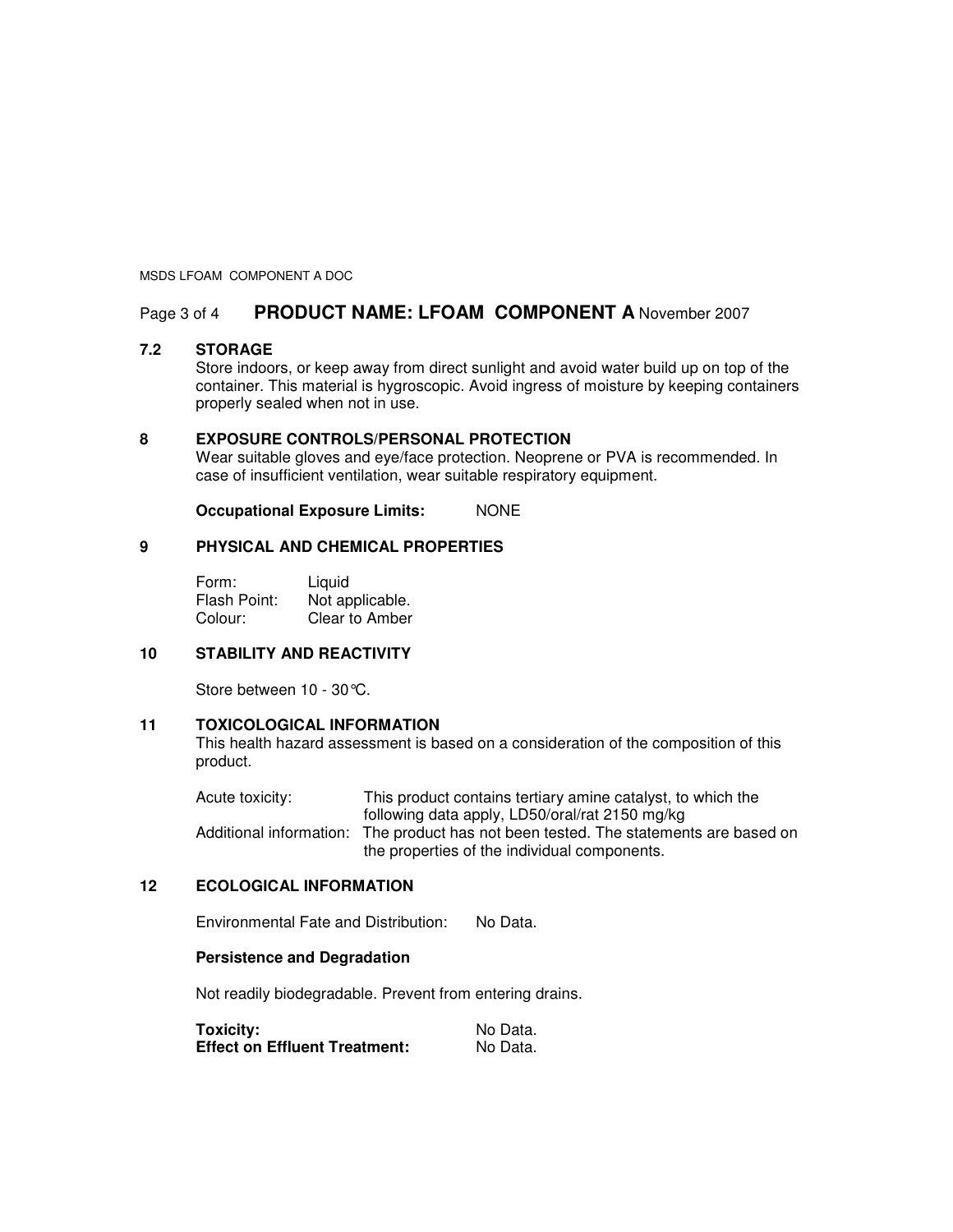## 7.2 STORAGE

Store indoors, or keep away from direct sunlight and avoid water build up on top of the container. This material is hygroscopic. Avoid ingress of moisture by keeping containers properly sealed when not in use.

## 8 EXPOSURE CONTROLS/PERSONAL PROTECTION

Wear suitable gloves and eye/face protection. Neoprene or PVA is recommended. In case of insufficient ventilation, wear suitable respiratory equipment.

**Occupational Exposure Limits:** NONE

## 9 PHYSICAL AND CHEMICAL PROPERTIES

| | |
|---|---|
| Form: | Liquid |
| Flash Point: | Not applicable. |
| Colour: | Clear to Amber |

## 10 STABILITY AND REACTIVITY

Store between 10 - 30°C.

## 11 TOXICOLOGICAL INFORMATION

This health hazard assessment is based on a consideration of the composition of this product.

| | |
|---|---|
| Acute toxicity: | This product contains tertiary amine catalyst, to which the following data apply, LD50/oral/rat 2150 mg/kg |
| Additional information: | The product has not been tested. The statements are based on the properties of the individual components. |

## 12 ECOLOGICAL INFORMATION

Environmental Fate and Distribution: No Data.

**Persistence and Degradation**

Not readily biodegradable. Prevent from entering drains.

| | |
|---|---|
| **Toxicity:** | No Data. |
| **Effect on Effluent Treatment:** | No Data. |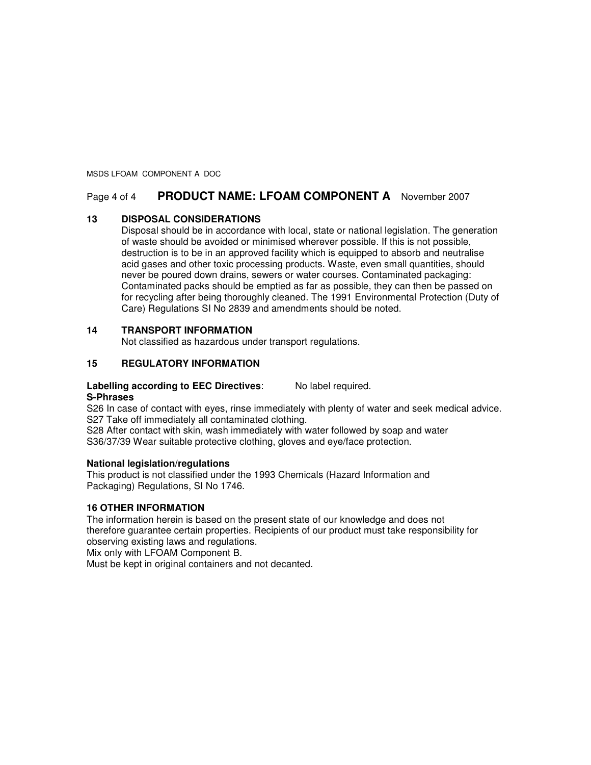## 13 DISPOSAL CONSIDERATIONS

Disposal should be in accordance with local, state or national legislation. The generation of waste should be avoided or minimised wherever possible. If this is not possible, destruction is to be in an approved facility which is equipped to absorb and neutralise acid gases and other toxic processing products. Waste, even small quantities, should never be poured down drains, sewers or water courses. Contaminated packaging: Contaminated packs should be emptied as far as possible, they can then be passed on for recycling after being thoroughly cleaned. The 1991 Environmental Protection (Duty of Care) Regulations SI No 2839 and amendments should be noted.

## 14 TRANSPORT INFORMATION

Not classified as hazardous under transport regulations.

## 15 REGULATORY INFORMATION

**Labelling according to EEC Directives**: No label required.

**S-Phrases**

S26 In case of contact with eyes, rinse immediately with plenty of water and seek medical advice.
S27 Take off immediately all contaminated clothing.
S28 After contact with skin, wash immediately with water followed by soap and water
S36/37/39 Wear suitable protective clothing, gloves and eye/face protection.

**National legislation/regulations**

This product is not classified under the 1993 Chemicals (Hazard Information and Packaging) Regulations, SI No 1746.

## 16 OTHER INFORMATION

The information herein is based on the present state of our knowledge and does not therefore guarantee certain properties. Recipients of our product must take responsibility for observing existing laws and regulations.
Mix only with LFOAM Component B.
Must be kept in original containers and not decanted.